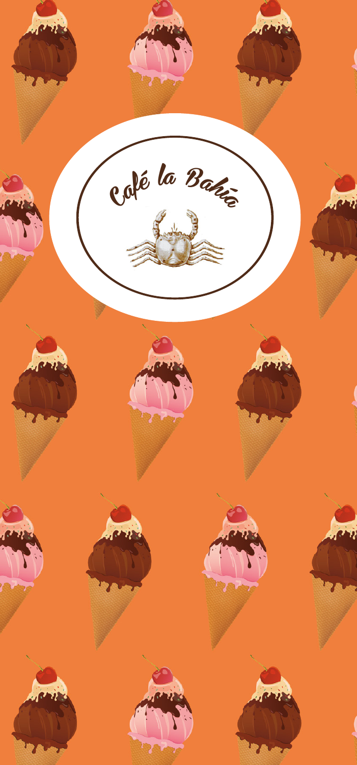# Café la Bahía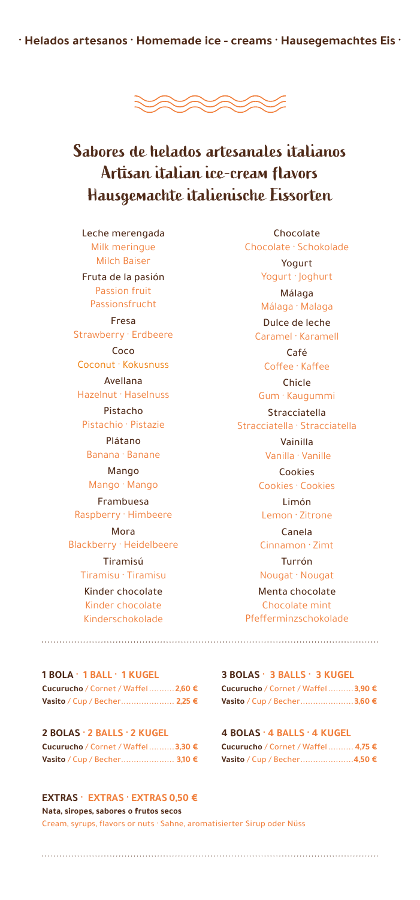**· Helados artesanos · Homemade ice - creams · Hausegemachtes Eis ·**

# Sabores de helados artesanales italianos
# Artisan italian ice-cream flavors
# Hausgemachte italienische Eissorten

Leche merengada
Milk meringue
Milch Baiser

Fruta de la pasión
Passion fruit
Passionsfrucht

Fresa
Strawberry · Erdbeere

Coco
Coconut · Kokusnuss

Avellana
Hazelnut · Haselnuss

Pistacho
Pistachio · Pistazie

Plátano
Banana · Banane

Mango
Mango · Mango

Frambuesa
Raspberry · Himbeere

Mora
Blackberry · Heidelbeere

Tiramisú
Tiramisu · Tiramisu

Kinder chocolate
Kinder chocolate
Kinderschokolade

Chocolate
Chocolate · Schokolade

Yogurt
Yogurt · Joghurt

Málaga
Málaga · Malaga

Dulce de leche
Caramel · Karamell

Café
Coffee · Kaffee

Chicle
Gum · Kaugummi

Stracciatella
Stracciatella · Stracciatella

Vainilla
Vanilla · Vanille

Cookies
Cookies · Cookies

Limón
Lemon · Zitrone

Canela
Cinnamon · Zimt

Turrón
Nougat · Nougat

Menta chocolate
Chocolate mint
Pfefferminzschokolade

---

**1 BOLA · 1 BALL · 1 KUGEL**

**Cucurucho** / Cornet / Waffel .......... **2,60 €**
**Vasito** / Cup / Becher .......... **2,25 €**

**2 BOLAS · 2 BALLS · 2 KUGEL**

**Cucurucho** / Cornet / Waffel .......... **3,30 €**
**Vasito** / Cup / Becher .......... **3,10 €**

**3 BOLAS · 3 BALLS · 3 KUGEL**

**Cucurucho** / Cornet / Waffel .......... **3,90 €**
**Vasito** / Cup / Becher .......... **3,60 €**

**4 BOLAS · 4 BALLS · 4 KUGEL**

**Cucurucho** / Cornet / Waffel .......... **4,75 €**
**Vasito** / Cup / Becher .......... **4,50 €**

**EXTRAS · EXTRAS · EXTRAS 0,50 €**

**Nata, siropes, sabores o frutos secos**
Cream, syrups, flavors or nuts · Sahne, aromatisierter Sirup oder Nüss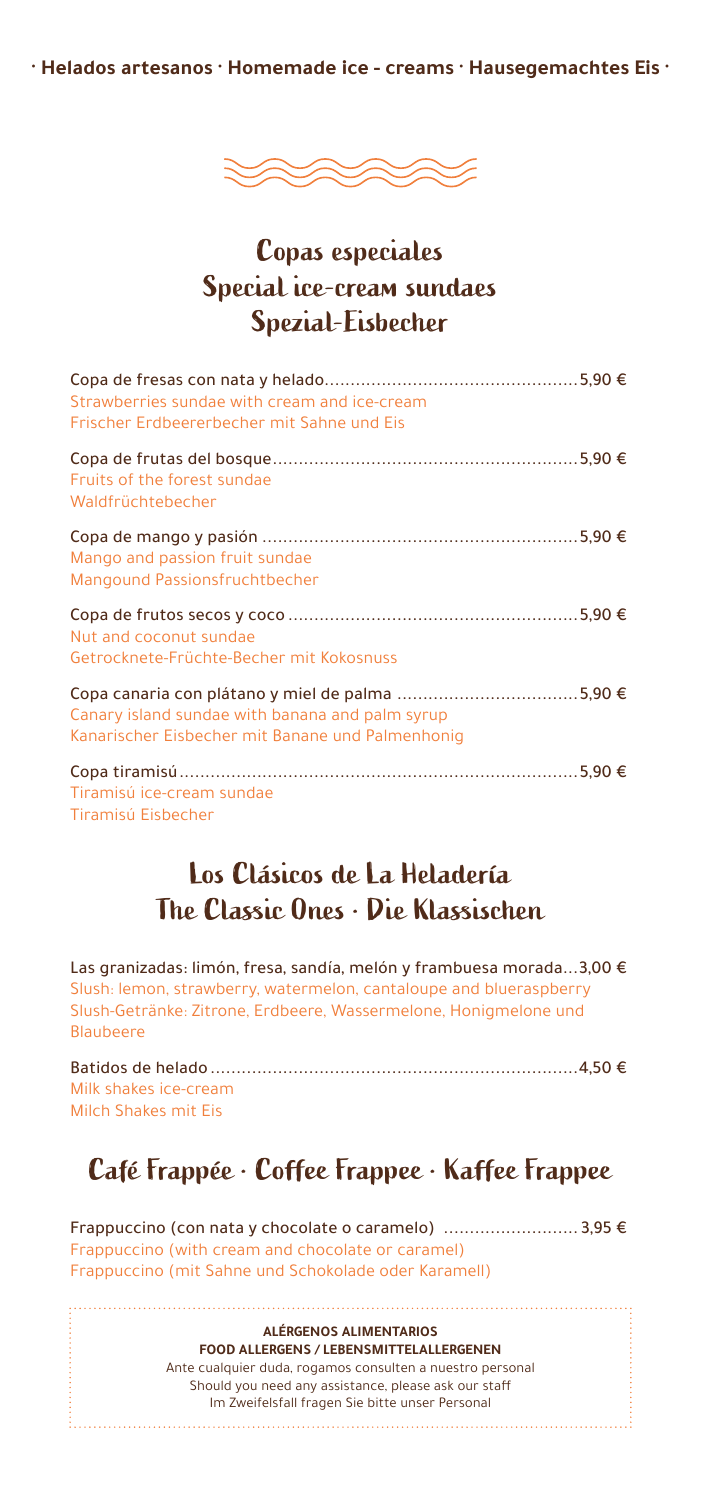· Helados artesanos · Homemade ice - creams · Hausegemachtes Eis ·

# Copas especiales
# Special ice-cream sundaes
# Spezial-Eisbecher

Copa de fresas con nata y helado................................................5,90 €
Strawberries sundae with cream and ice-cream
Frischer Erdbeererbecher mit Sahne und Eis

Copa de frutas del bosque..........................................................5,90 €
Fruits of the forest sundae
Waldfrüchtebecher

Copa de mango y pasión ............................................................5,90 €
Mango and passion fruit sundae
Mangound Passionsfruchtbecher

Copa de frutos secos y coco .......................................................5,90 €
Nut and coconut sundae
Getrocknete-Früchte-Becher mit Kokosnuss

Copa canaria con plátano y miel de palma ..................................5,90 €
Canary island sundae with banana and palm syrup
Kanarischer Eisbecher mit Banane und Palmenhonig

Copa tiramisú............................................................................5,90 €
Tiramisú ice-cream sundae
Tiramisú Eisbecher

# Los Clásicos de La Heladería
# The Classic Ones · Die Klassischen

Las granizadas: limón, fresa, sandía, melón y frambuesa morada...3,00 €
Slush: lemon, strawberry, watermelon, cantaloupe and blueraspberry
Slush-Getränke: Zitrone, Erdbeere, Wassermelone, Honigmelone und Blaubeere

Batidos de helado ......................................................................4,50 €
Milk shakes ice-cream
Milch Shakes mit Eis

# Café Frappée · Coffee Frappee · Kaffee Frappee

Frappuccino (con nata y chocolate o caramelo) .......................... 3,95 €
Frappuccino (with cream and chocolate or caramel)
Frappuccino (mit Sahne und Schokolade oder Karamell)

**ALÉRGENOS ALIMENTARIOS**
**FOOD ALLERGENS / LEBENSMITTELALLERGENEN**
Ante cualquier duda, rogamos consulten a nuestro personal
Should you need any assistance, please ask our staff
Im Zweifelsfall fragen Sie bitte unser Personal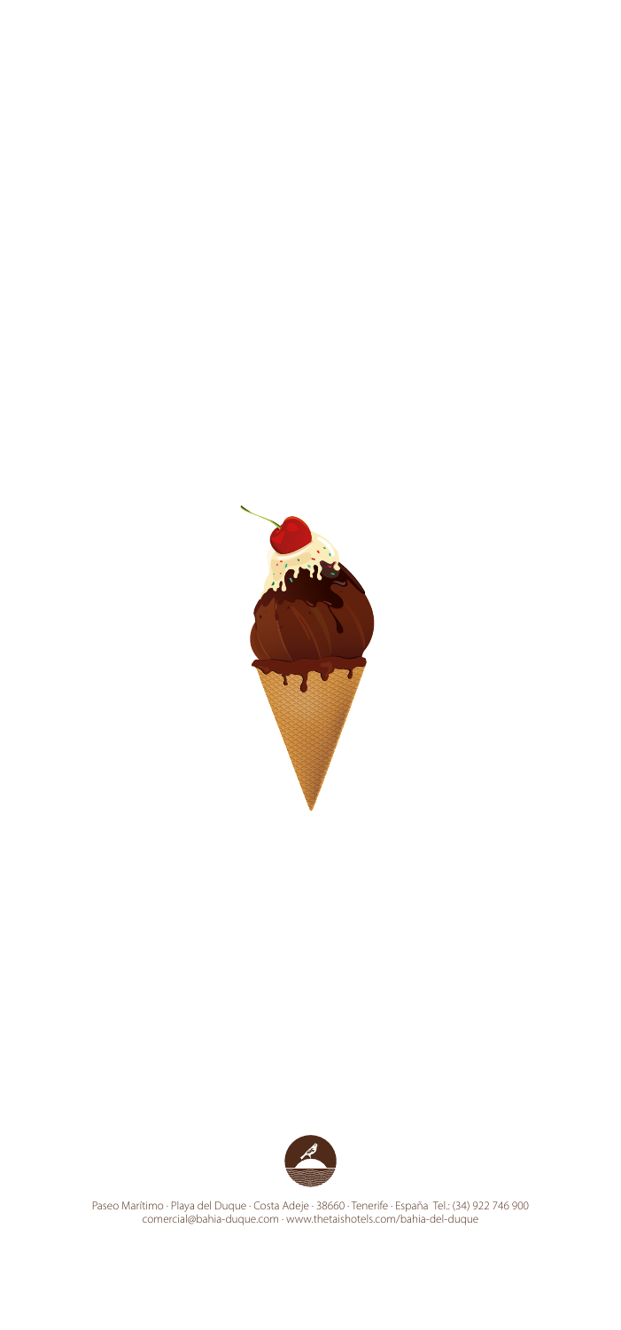Paseo Marítimo · Playa del Duque · Costa Adeje · 38660 · Tenerife · España Tel.: (34) 922 746 900
comercial@bahia-duque.com · www.thetaishotels.com/bahia-del-duque